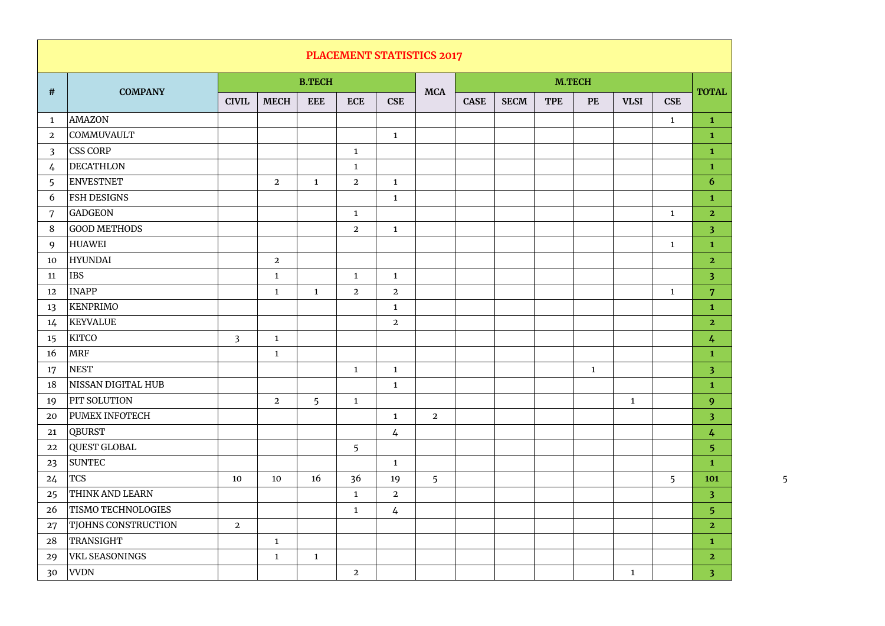# PLACEMENT STATISTICS 2017

| # | COMPANY | B.TECH | | | | | MCA | M.TECH | | | | | | TOTAL |
|---|---|---|---|---|---|---|---|---|---|---|---|---|---|---|
| | | CIVIL | MECH | EEE | ECE | CSE | | CASE | SECM | TPE | PE | VLSI | CSE | |
| 1 | AMAZON | | | | | | | | | | | | 1 | 1 |
| 2 | COMMUVAULT | | | | | 1 | | | | | | | | 1 |
| 3 | CSS CORP | | | | 1 | | | | | | | | | 1 |
| 4 | DECATHLON | | | | 1 | | | | | | | | | 1 |
| 5 | ENVESTNET | | 2 | 1 | 2 | 1 | | | | | | | | 6 |
| 6 | FSH DESIGNS | | | | | 1 | | | | | | | | 1 |
| 7 | GADGEON | | | | 1 | | | | | | | | 1 | 2 |
| 8 | GOOD METHODS | | | | 2 | 1 | | | | | | | | 3 |
| 9 | HUAWEI | | | | | | | | | | | | 1 | 1 |
| 10 | HYUNDAI | | 2 | | | | | | | | | | | 2 |
| 11 | IBS | | 1 | | 1 | 1 | | | | | | | | 3 |
| 12 | INAPP | | 1 | 1 | 2 | 2 | | | | | | | 1 | 7 |
| 13 | KENPRIMO | | | | | 1 | | | | | | | | 1 |
| 14 | KEYVALUE | | | | | 2 | | | | | | | | 2 |
| 15 | KITCO | 3 | 1 | | | | | | | | | | | 4 |
| 16 | MRF | | 1 | | | | | | | | | | | 1 |
| 17 | NEST | | | | 1 | 1 | | | | | 1 | | | 3 |
| 18 | NISSAN DIGITAL HUB | | | | | 1 | | | | | | | | 1 |
| 19 | PIT SOLUTION | | 2 | 5 | 1 | | | | | | | 1 | | 9 |
| 20 | PUMEX INFOTECH | | | | | 1 | 2 | | | | | | | 3 |
| 21 | QBURST | | | | | 4 | | | | | | | | 4 |
| 22 | QUEST GLOBAL | | | | 5 | | | | | | | | | 5 |
| 23 | SUNTEC | | | | | 1 | | | | | | | | 1 |
| 24 | TCS | 10 | 10 | 16 | 36 | 19 | 5 | | | | | | 5 | 101 |
| 25 | THINK AND LEARN | | | | 1 | 2 | | | | | | | | 3 |
| 26 | TISMO TECHNOLOGIES | | | | 1 | 4 | | | | | | | | 5 |
| 27 | TJOHNS CONSTRUCTION | 2 | | | | | | | | | | | | 2 |
| 28 | TRANSIGHT | | 1 | | | | | | | | | | | 1 |
| 29 | VKL SEASONINGS | | 1 | 1 | | | | | | | | | | 2 |
| 30 | VVDN | | | | 2 | | | | | | | 1 | | 3 |

5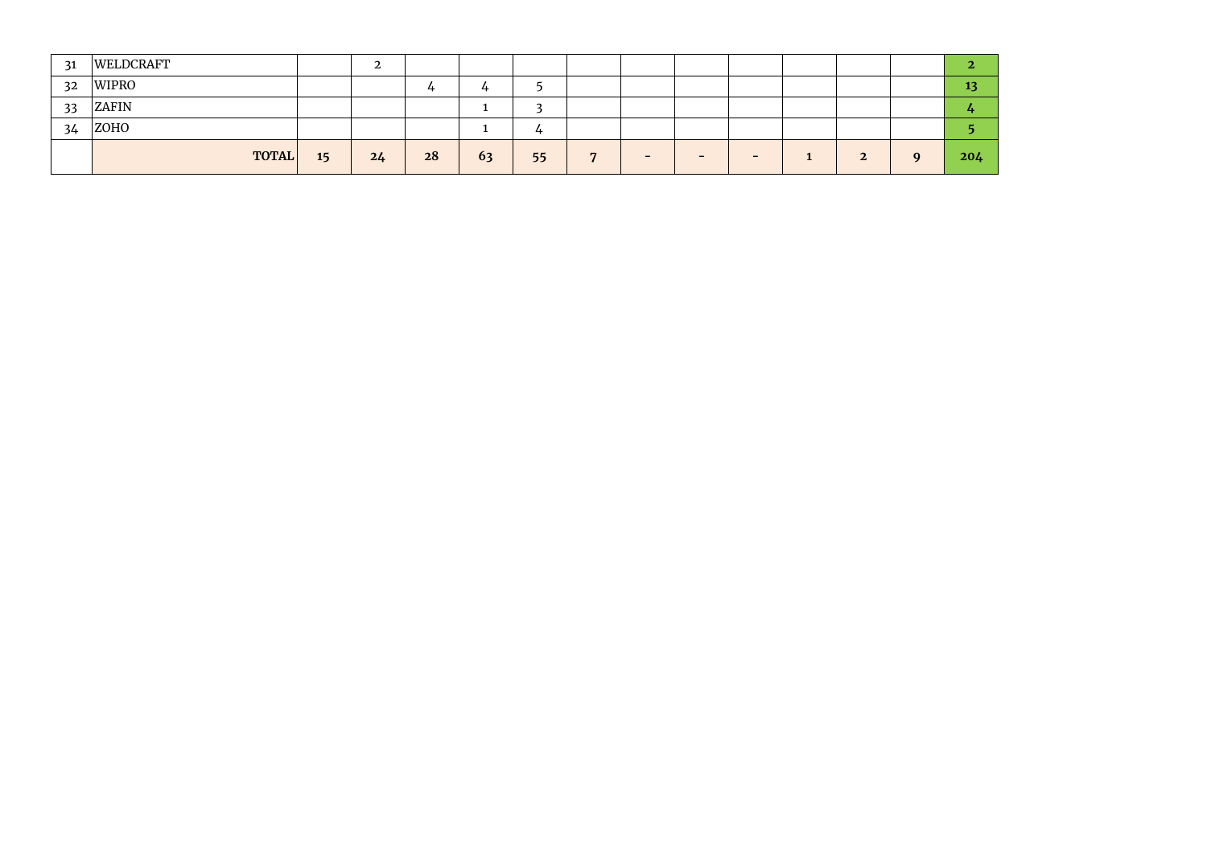| | | | | | | | | | | | | | | |
|---|---|---|---|---|---|---|---|---|---|---|---|---|---|---|
| 31 | WELDCRAFT | | 2 | | | | | | | | | | | **2** |
| 32 | WIPRO | | | 4 | 4 | 5 | | | | | | | | **13** |
| 33 | ZAFIN | | | | 1 | 3 | | | | | | | | **4** |
| 34 | ZOHO | | | | 1 | 4 | | | | | | | | **5** |
| | **TOTAL** | **15** | **24** | **28** | **63** | **55** | **7** | **-** | **-** | **-** | **1** | **2** | **9** | **204** |